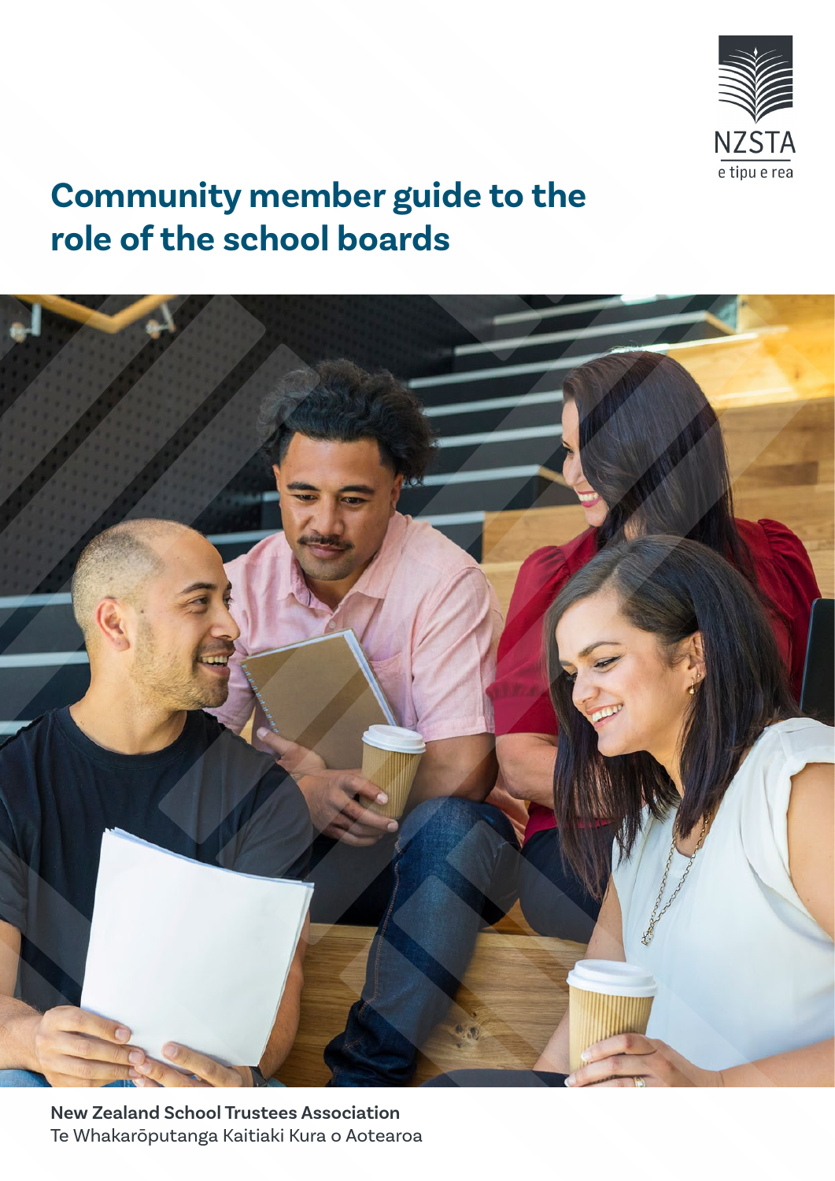NZSTA

e tipu e rea

# Community member guide to the role of the school boards

**New Zealand School Trustees Association**
Te Whakarōputanga Kaitiaki Kura o Aotearoa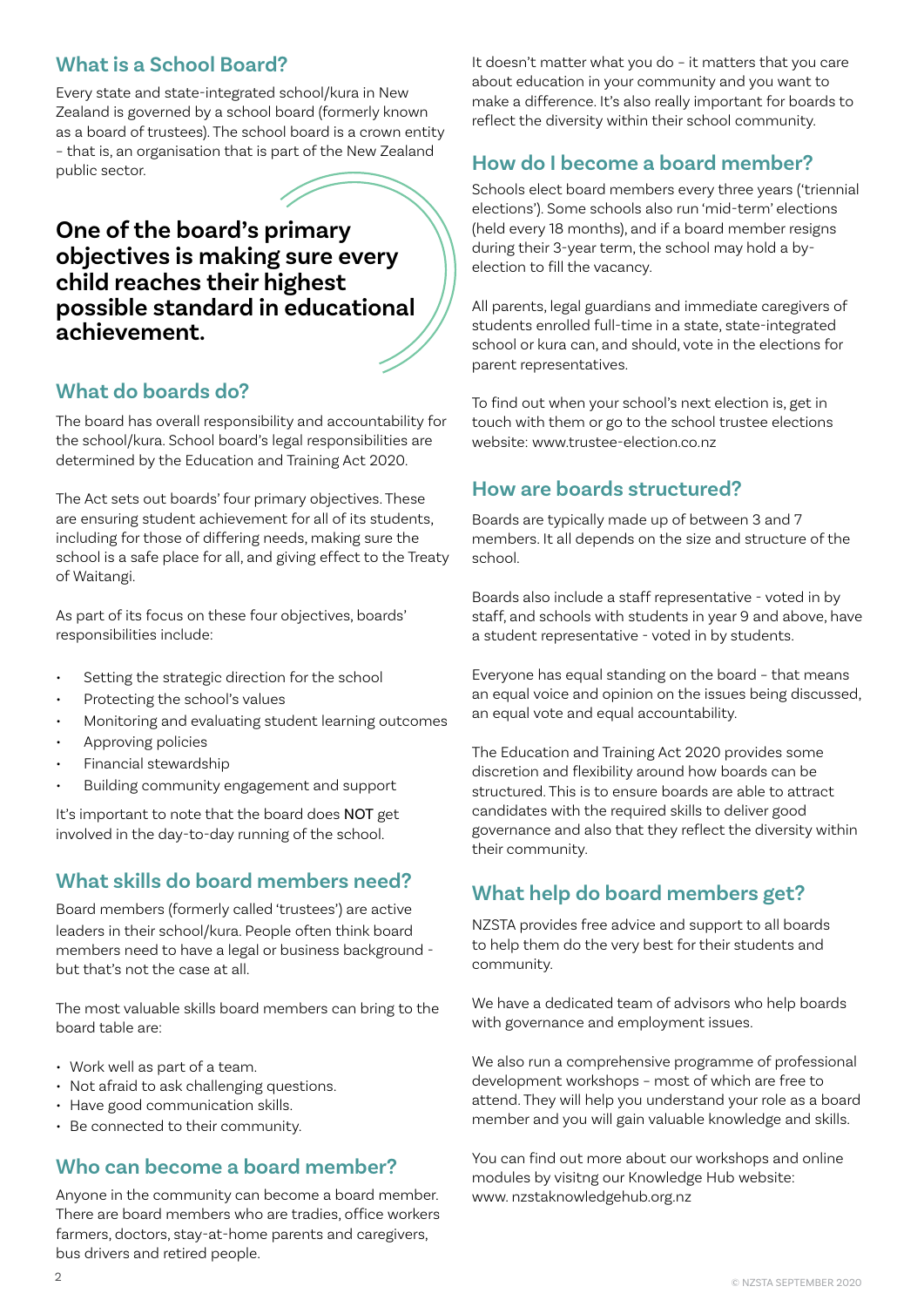## What is a School Board?

Every state and state-integrated school/kura in New Zealand is governed by a school board (formerly known as a board of trustees). The school board is a crown entity – that is, an organisation that is part of the New Zealand public sector.

**One of the board's primary objectives is making sure every child reaches their highest possible standard in educational achievement.**

## What do boards do?

The board has overall responsibility and accountability for the school/kura. School board's legal responsibilities are determined by the Education and Training Act 2020.

The Act sets out boards' four primary objectives. These are ensuring student achievement for all of its students, including for those of differing needs, making sure the school is a safe place for all, and giving effect to the Treaty of Waitangi.

As part of its focus on these four objectives, boards' responsibilities include:

- Setting the strategic direction for the school
- Protecting the school's values
- Monitoring and evaluating student learning outcomes
- Approving policies
- Financial stewardship
- Building community engagement and support

It's important to note that the board does NOT get involved in the day-to-day running of the school.

## What skills do board members need?

Board members (formerly called 'trustees') are active leaders in their school/kura. People often think board members need to have a legal or business background - but that's not the case at all.

The most valuable skills board members can bring to the board table are:

- Work well as part of a team.
- Not afraid to ask challenging questions.
- Have good communication skills.
- Be connected to their community.

## Who can become a board member?

Anyone in the community can become a board member. There are board members who are tradies, office workers farmers, doctors, stay-at-home parents and caregivers, bus drivers and retired people.

It doesn't matter what you do – it matters that you care about education in your community and you want to make a difference. It's also really important for boards to reflect the diversity within their school community.

## How do I become a board member?

Schools elect board members every three years ('triennial elections'). Some schools also run 'mid-term' elections (held every 18 months), and if a board member resigns during their 3-year term, the school may hold a by-election to fill the vacancy.

All parents, legal guardians and immediate caregivers of students enrolled full-time in a state, state-integrated school or kura can, and should, vote in the elections for parent representatives.

To find out when your school's next election is, get in touch with them or go to the school trustee elections website: www.trustee-election.co.nz

## How are boards structured?

Boards are typically made up of between 3 and 7 members. It all depends on the size and structure of the school.

Boards also include a staff representative - voted in by staff, and schools with students in year 9 and above, have a student representative - voted in by students.

Everyone has equal standing on the board – that means an equal voice and opinion on the issues being discussed, an equal vote and equal accountability.

The Education and Training Act 2020 provides some discretion and flexibility around how boards can be structured. This is to ensure boards are able to attract candidates with the required skills to deliver good governance and also that they reflect the diversity within their community.

## What help do board members get?

NZSTA provides free advice and support to all boards to help them do the very best for their students and community.

We have a dedicated team of advisors who help boards with governance and employment issues.

We also run a comprehensive programme of professional development workshops – most of which are free to attend. They will help you understand your role as a board member and you will gain valuable knowledge and skills.

You can find out more about our workshops and online modules by visitng our Knowledge Hub website: www. nzstaknowledgehub.org.nz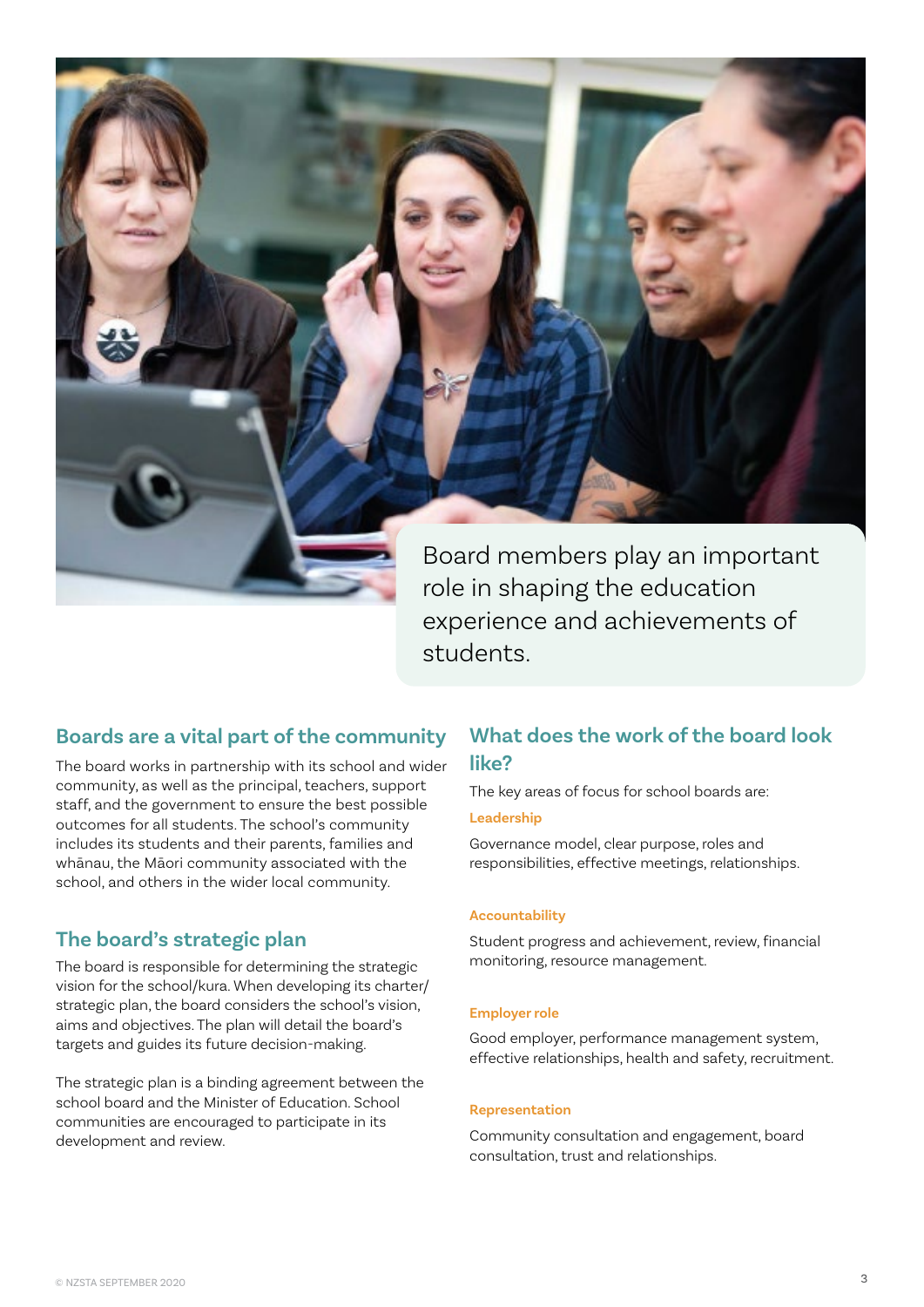Board members play an important role in shaping the education experience and achievements of students.

## Boards are a vital part of the community

The board works in partnership with its school and wider community, as well as the principal, teachers, support staff, and the government to ensure the best possible outcomes for all students. The school's community includes its students and their parents, families and whānau, the Māori community associated with the school, and others in the wider local community.

## The board's strategic plan

The board is responsible for determining the strategic vision for the school/kura. When developing its charter/strategic plan, the board considers the school's vision, aims and objectives. The plan will detail the board's targets and guides its future decision-making.

The strategic plan is a binding agreement between the school board and the Minister of Education. School communities are encouraged to participate in its development and review.

## What does the work of the board look like?

The key areas of focus for school boards are:

### Leadership

Governance model, clear purpose, roles and responsibilities, effective meetings, relationships.

### Accountability

Student progress and achievement, review, financial monitoring, resource management.

### Employer role

Good employer, performance management system, effective relationships, health and safety, recruitment.

### Representation

Community consultation and engagement, board consultation, trust and relationships.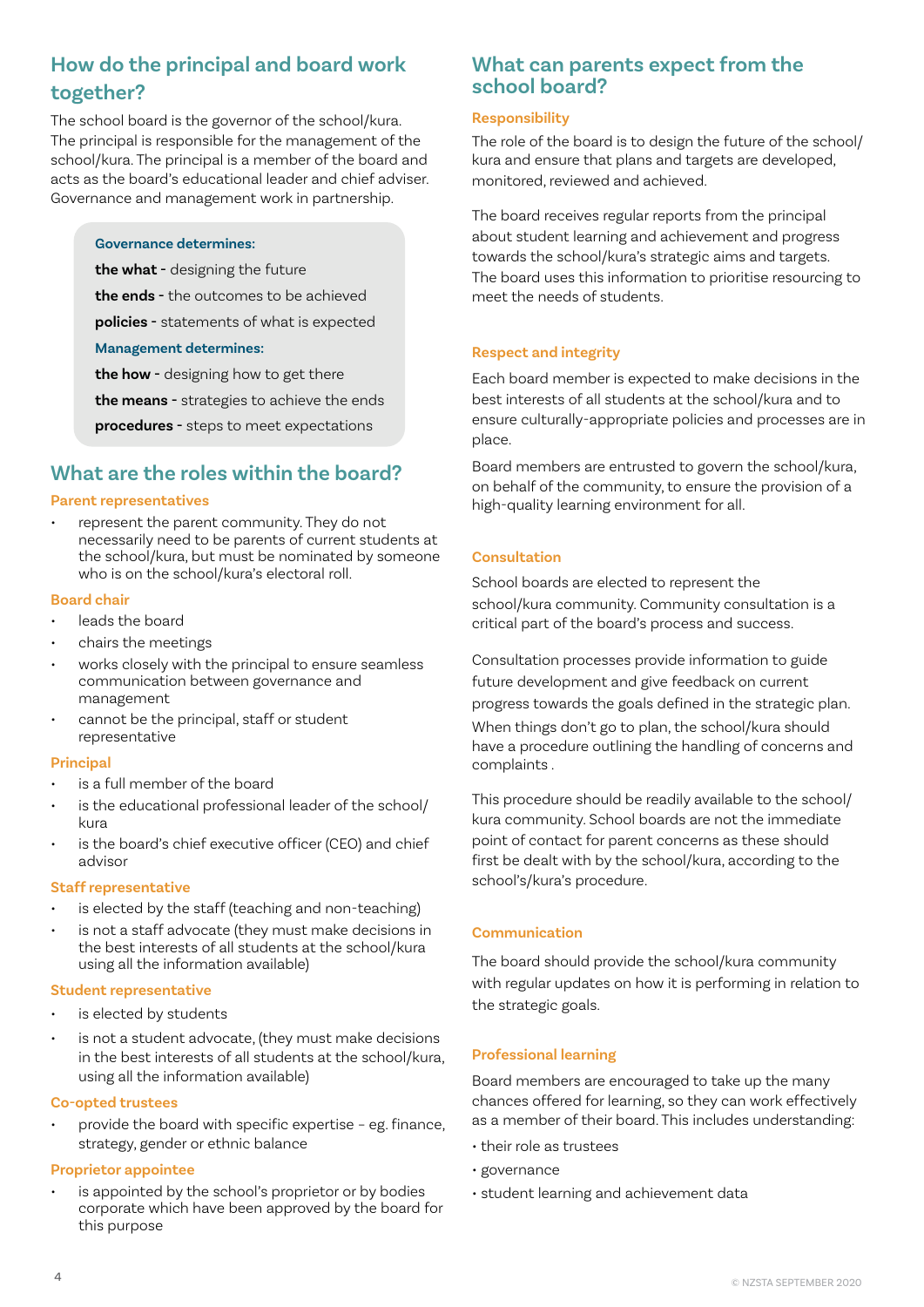## How do the principal and board work together?

The school board is the governor of the school/kura. The principal is responsible for the management of the school/kura. The principal is a member of the board and acts as the board's educational leader and chief adviser. Governance and management work in partnership.

**Governance determines:**

**the what -** designing the future

**the ends -** the outcomes to be achieved

**policies -** statements of what is expected

**Management determines:**

**the how -** designing how to get there

**the means -** strategies to achieve the ends

**procedures -** steps to meet expectations

## What are the roles within the board?

### Parent representatives

- represent the parent community. They do not necessarily need to be parents of current students at the school/kura, but must be nominated by someone who is on the school/kura's electoral roll.

### Board chair

- leads the board
- chairs the meetings
- works closely with the principal to ensure seamless communication between governance and management
- cannot be the principal, staff or student representative

### Principal

- is a full member of the board
- is the educational professional leader of the school/kura
- is the board's chief executive officer (CEO) and chief advisor

### Staff representative

- is elected by the staff (teaching and non-teaching)
- is not a staff advocate (they must make decisions in the best interests of all students at the school/kura using all the information available)

### Student representative

- is elected by students
- is not a student advocate, (they must make decisions in the best interests of all students at the school/kura, using all the information available)

### Co-opted trustees

- provide the board with specific expertise – eg. finance, strategy, gender or ethnic balance

### Proprietor appointee

- is appointed by the school's proprietor or by bodies corporate which have been approved by the board for this purpose

## What can parents expect from the school board?

### Responsibility

The role of the board is to design the future of the school/kura and ensure that plans and targets are developed, monitored, reviewed and achieved.

The board receives regular reports from the principal about student learning and achievement and progress towards the school/kura's strategic aims and targets. The board uses this information to prioritise resourcing to meet the needs of students.

### Respect and integrity

Each board member is expected to make decisions in the best interests of all students at the school/kura and to ensure culturally-appropriate policies and processes are in place.

Board members are entrusted to govern the school/kura, on behalf of the community, to ensure the provision of a high-quality learning environment for all.

### Consultation

School boards are elected to represent the school/kura community. Community consultation is a critical part of the board's process and success.

Consultation processes provide information to guide future development and give feedback on current progress towards the goals defined in the strategic plan. When things don't go to plan, the school/kura should have a procedure outlining the handling of concerns and complaints .

This procedure should be readily available to the school/kura community. School boards are not the immediate point of contact for parent concerns as these should first be dealt with by the school/kura, according to the school's/kura's procedure.

### Communication

The board should provide the school/kura community with regular updates on how it is performing in relation to the strategic goals.

### Professional learning

Board members are encouraged to take up the many chances offered for learning, so they can work effectively as a member of their board. This includes understanding:

- their role as trustees
- governance
- student learning and achievement data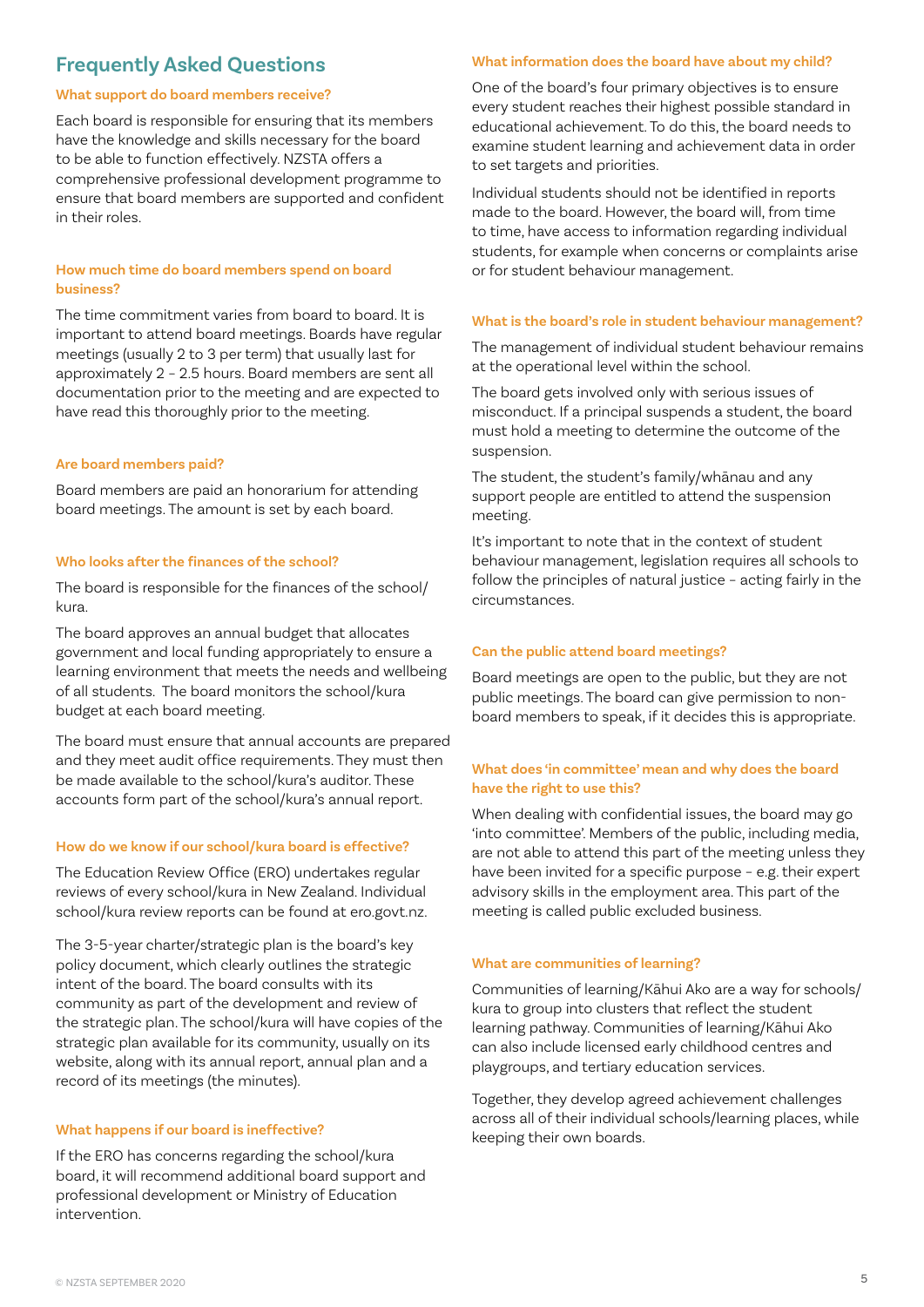## Frequently Asked Questions

### What support do board members receive?

Each board is responsible for ensuring that its members have the knowledge and skills necessary for the board to be able to function effectively. NZSTA offers a comprehensive professional development programme to ensure that board members are supported and confident in their roles.

### How much time do board members spend on board business?

The time commitment varies from board to board. It is important to attend board meetings. Boards have regular meetings (usually 2 to 3 per term) that usually last for approximately 2 – 2.5 hours. Board members are sent all documentation prior to the meeting and are expected to have read this thoroughly prior to the meeting.

### Are board members paid?

Board members are paid an honorarium for attending board meetings. The amount is set by each board.

### Who looks after the finances of the school?

The board is responsible for the finances of the school/kura.

The board approves an annual budget that allocates government and local funding appropriately to ensure a learning environment that meets the needs and wellbeing of all students. The board monitors the school/kura budget at each board meeting.

The board must ensure that annual accounts are prepared and they meet audit office requirements. They must then be made available to the school/kura's auditor. These accounts form part of the school/kura's annual report.

### How do we know if our school/kura board is effective?

The Education Review Office (ERO) undertakes regular reviews of every school/kura in New Zealand. Individual school/kura review reports can be found at ero.govt.nz.

The 3-5-year charter/strategic plan is the board's key policy document, which clearly outlines the strategic intent of the board. The board consults with its community as part of the development and review of the strategic plan. The school/kura will have copies of the strategic plan available for its community, usually on its website, along with its annual report, annual plan and a record of its meetings (the minutes).

### What happens if our board is ineffective?

If the ERO has concerns regarding the school/kura board, it will recommend additional board support and professional development or Ministry of Education intervention.

### What information does the board have about my child?

One of the board's four primary objectives is to ensure every student reaches their highest possible standard in educational achievement. To do this, the board needs to examine student learning and achievement data in order to set targets and priorities.

Individual students should not be identified in reports made to the board. However, the board will, from time to time, have access to information regarding individual students, for example when concerns or complaints arise or for student behaviour management.

### What is the board's role in student behaviour management?

The management of individual student behaviour remains at the operational level within the school.

The board gets involved only with serious issues of misconduct. If a principal suspends a student, the board must hold a meeting to determine the outcome of the suspension.

The student, the student's family/whānau and any support people are entitled to attend the suspension meeting.

It's important to note that in the context of student behaviour management, legislation requires all schools to follow the principles of natural justice – acting fairly in the circumstances.

### Can the public attend board meetings?

Board meetings are open to the public, but they are not public meetings. The board can give permission to non-board members to speak, if it decides this is appropriate.

### What does 'in committee' mean and why does the board have the right to use this?

When dealing with confidential issues, the board may go 'into committee'. Members of the public, including media, are not able to attend this part of the meeting unless they have been invited for a specific purpose – e.g. their expert advisory skills in the employment area. This part of the meeting is called public excluded business.

### What are communities of learning?

Communities of learning/Kāhui Ako are a way for schools/kura to group into clusters that reflect the student learning pathway. Communities of learning/Kāhui Ako can also include licensed early childhood centres and playgroups, and tertiary education services.

Together, they develop agreed achievement challenges across all of their individual schools/learning places, while keeping their own boards.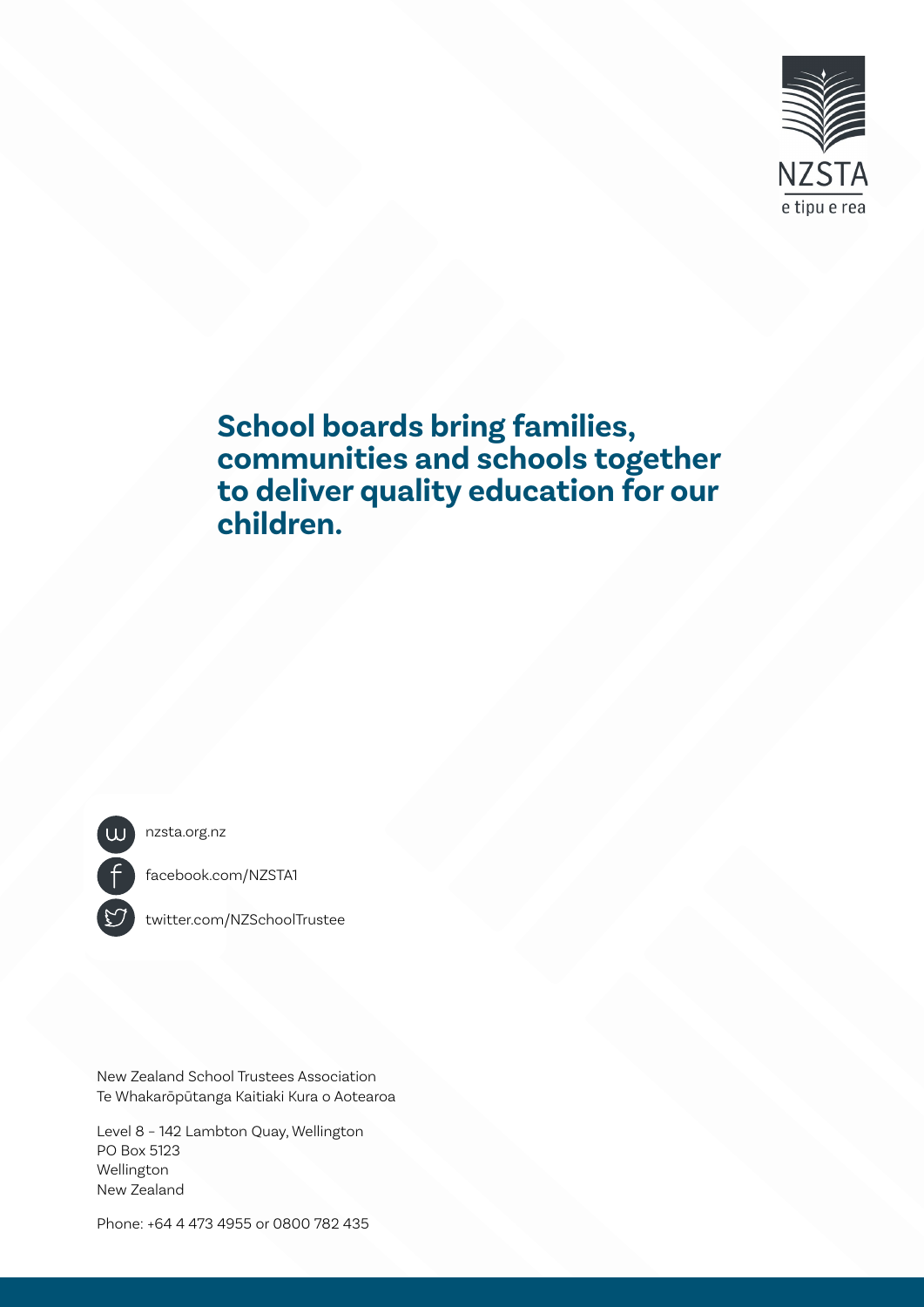NZSTA

e tipu e rea

## School boards bring families, communities and schools together to deliver quality education for our children.

nzsta.org.nz

facebook.com/NZSTA1

twitter.com/NZSchoolTrustee

New Zealand School Trustees Association
Te Whakarōpūtanga Kaitiaki Kura o Aotearoa

Level 8 - 142 Lambton Quay, Wellington
PO Box 5123
Wellington
New Zealand

Phone: +64 4 473 4955 or 0800 782 435